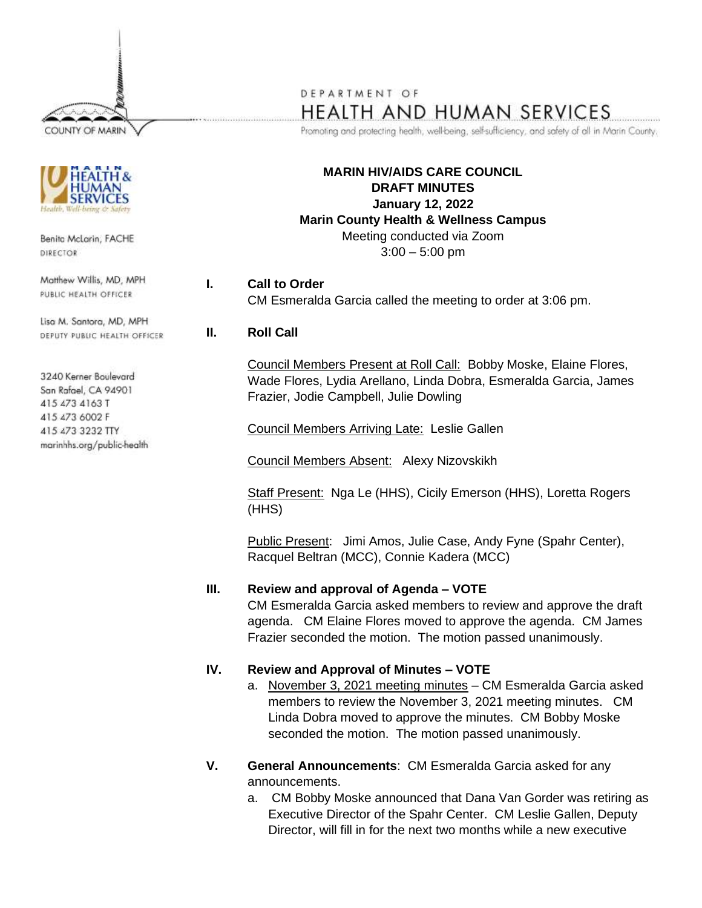COUNTY OF MARIN

DEPARTMENT OF
HEALTH AND HUMAN SERVICES
Promoting and protecting health, well-being, self-sufficiency, and safety of all in Marin County.

MARIN HEALTH & HUMAN SERVICES
Health, Well-being & Safety

Benita McLarin, FACHE
DIRECTOR

Matthew Willis, MD, MPH
PUBLIC HEALTH OFFICER

Lisa M. Santora, MD, MPH
DEPUTY PUBLIC HEALTH OFFICER

3240 Kerner Boulevard
San Rafael, CA 94901
415 473 4163 T
415 473 6002 F
415 473 3232 TTY
marinhhs.org/public-health

**MARIN HIV/AIDS CARE COUNCIL**
**DRAFT MINUTES**
**January 12, 2022**
**Marin County Health & Wellness Campus**
Meeting conducted via Zoom
3:00 – 5:00 pm

**I. Call to Order**
CM Esmeralda Garcia called the meeting to order at 3:06 pm.

**II. Roll Call**

Council Members Present at Roll Call: Bobby Moske, Elaine Flores, Wade Flores, Lydia Arellano, Linda Dobra, Esmeralda Garcia, James Frazier, Jodie Campbell, Julie Dowling

Council Members Arriving Late: Leslie Gallen

Council Members Absent: Alexy Nizovskikh

Staff Present: Nga Le (HHS), Cicily Emerson (HHS), Loretta Rogers (HHS)

Public Present: Jimi Amos, Julie Case, Andy Fyne (Spahr Center), Racquel Beltran (MCC), Connie Kadera (MCC)

**III. Review and approval of Agenda – VOTE**
CM Esmeralda Garcia asked members to review and approve the draft agenda. CM Elaine Flores moved to approve the agenda. CM James Frazier seconded the motion. The motion passed unanimously.

**IV. Review and Approval of Minutes – VOTE**
a. November 3, 2021 meeting minutes – CM Esmeralda Garcia asked members to review the November 3, 2021 meeting minutes. CM Linda Dobra moved to approve the minutes. CM Bobby Moske seconded the motion. The motion passed unanimously.

**V. General Announcements**: CM Esmeralda Garcia asked for any announcements.
a. CM Bobby Moske announced that Dana Van Gorder was retiring as Executive Director of the Spahr Center. CM Leslie Gallen, Deputy Director, will fill in for the next two months while a new executive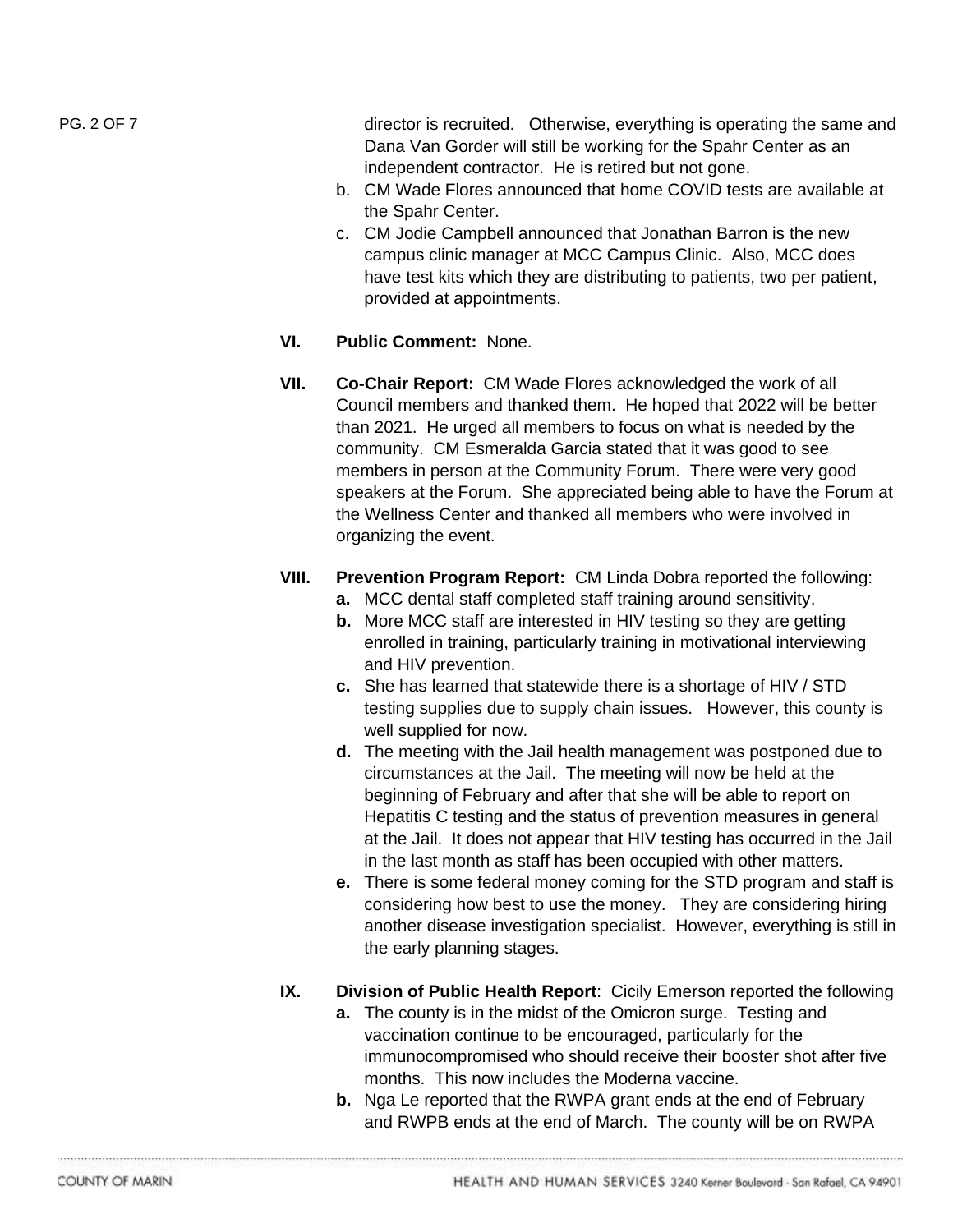director is recruited. Otherwise, everything is operating the same and Dana Van Gorder will still be working for the Spahr Center as an independent contractor. He is retired but not gone.

b. CM Wade Flores announced that home COVID tests are available at the Spahr Center.
c. CM Jodie Campbell announced that Jonathan Barron is the new campus clinic manager at MCC Campus Clinic. Also, MCC does have test kits which they are distributing to patients, two per patient, provided at appointments.

**VI. Public Comment:** None.

**VII. Co-Chair Report:** CM Wade Flores acknowledged the work of all Council members and thanked them. He hoped that 2022 will be better than 2021. He urged all members to focus on what is needed by the community. CM Esmeralda Garcia stated that it was good to see members in person at the Community Forum. There were very good speakers at the Forum. She appreciated being able to have the Forum at the Wellness Center and thanked all members who were involved in organizing the event.

**VIII. Prevention Program Report:** CM Linda Dobra reported the following:

**a.** MCC dental staff completed staff training around sensitivity.
**b.** More MCC staff are interested in HIV testing so they are getting enrolled in training, particularly training in motivational interviewing and HIV prevention.
**c.** She has learned that statewide there is a shortage of HIV / STD testing supplies due to supply chain issues. However, this county is well supplied for now.
**d.** The meeting with the Jail health management was postponed due to circumstances at the Jail. The meeting will now be held at the beginning of February and after that she will be able to report on Hepatitis C testing and the status of prevention measures in general at the Jail. It does not appear that HIV testing has occurred in the Jail in the last month as staff has been occupied with other matters.
**e.** There is some federal money coming for the STD program and staff is considering how best to use the money. They are considering hiring another disease investigation specialist. However, everything is still in the early planning stages.

**IX. Division of Public Health Report**: Cicily Emerson reported the following

**a.** The county is in the midst of the Omicron surge. Testing and vaccination continue to be encouraged, particularly for the immunocompromised who should receive their booster shot after five months. This now includes the Moderna vaccine.
**b.** Nga Le reported that the RWPA grant ends at the end of February and RWPB ends at the end of March. The county will be on RWPA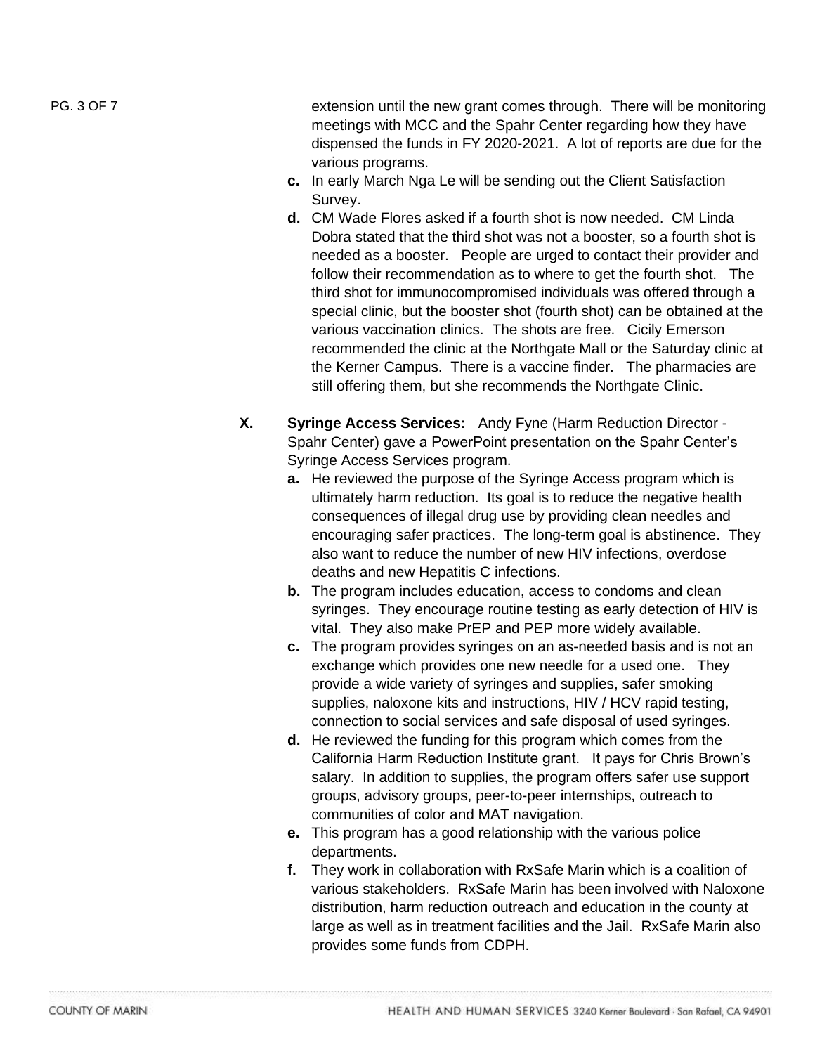extension until the new grant comes through. There will be monitoring meetings with MCC and the Spahr Center regarding how they have dispensed the funds in FY 2020-2021. A lot of reports are due for the various programs.

c. In early March Nga Le will be sending out the Client Satisfaction Survey.

d. CM Wade Flores asked if a fourth shot is now needed. CM Linda Dobra stated that the third shot was not a booster, so a fourth shot is needed as a booster. People are urged to contact their provider and follow their recommendation as to where to get the fourth shot. The third shot for immunocompromised individuals was offered through a special clinic, but the booster shot (fourth shot) can be obtained at the various vaccination clinics. The shots are free. Cicily Emerson recommended the clinic at the Northgate Mall or the Saturday clinic at the Kerner Campus. There is a vaccine finder. The pharmacies are still offering them, but she recommends the Northgate Clinic.

**X. Syringe Access Services:** Andy Fyne (Harm Reduction Director - Spahr Center) gave a PowerPoint presentation on the Spahr Center's Syringe Access Services program.

**a.** He reviewed the purpose of the Syringe Access program which is ultimately harm reduction. Its goal is to reduce the negative health consequences of illegal drug use by providing clean needles and encouraging safer practices. The long-term goal is abstinence. They also want to reduce the number of new HIV infections, overdose deaths and new Hepatitis C infections.

**b.** The program includes education, access to condoms and clean syringes. They encourage routine testing as early detection of HIV is vital. They also make PrEP and PEP more widely available.

**c.** The program provides syringes on an as-needed basis and is not an exchange which provides one new needle for a used one. They provide a wide variety of syringes and supplies, safer smoking supplies, naloxone kits and instructions, HIV / HCV rapid testing, connection to social services and safe disposal of used syringes.

**d.** He reviewed the funding for this program which comes from the California Harm Reduction Institute grant. It pays for Chris Brown's salary. In addition to supplies, the program offers safer use support groups, advisory groups, peer-to-peer internships, outreach to communities of color and MAT navigation.

**e.** This program has a good relationship with the various police departments.

**f.** They work in collaboration with RxSafe Marin which is a coalition of various stakeholders. RxSafe Marin has been involved with Naloxone distribution, harm reduction outreach and education in the county at large as well as in treatment facilities and the Jail. RxSafe Marin also provides some funds from CDPH.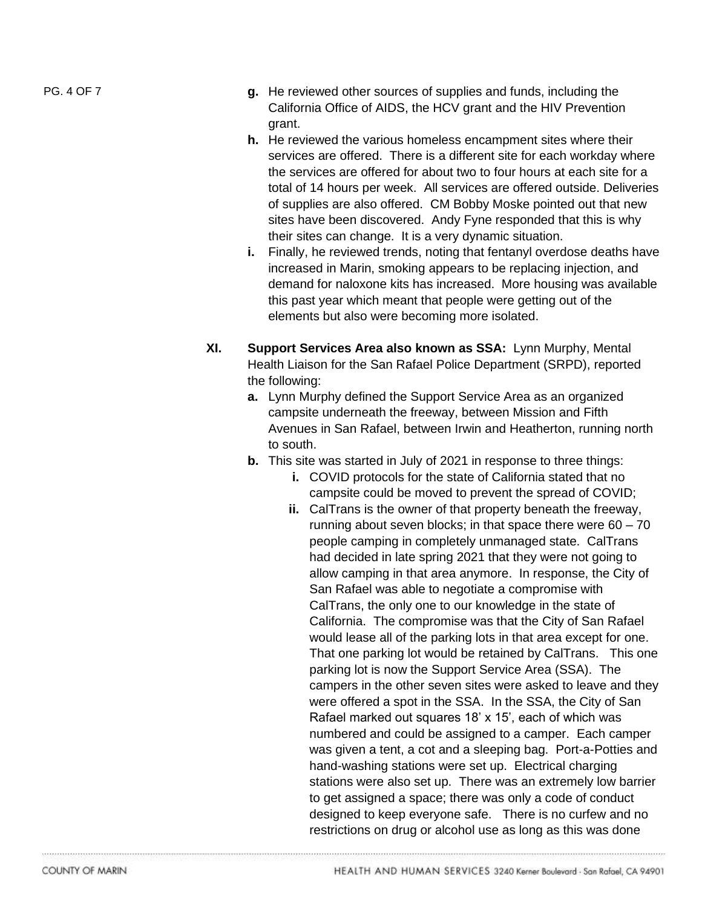- **g.** He reviewed other sources of supplies and funds, including the California Office of AIDS, the HCV grant and the HIV Prevention grant.
- **h.** He reviewed the various homeless encampment sites where their services are offered. There is a different site for each workday where the services are offered for about two to four hours at each site for a total of 14 hours per week. All services are offered outside. Deliveries of supplies are also offered. CM Bobby Moske pointed out that new sites have been discovered. Andy Fyne responded that this is why their sites can change. It is a very dynamic situation.
- **i.** Finally, he reviewed trends, noting that fentanyl overdose deaths have increased in Marin, smoking appears to be replacing injection, and demand for naloxone kits has increased. More housing was available this past year which meant that people were getting out of the elements but also were becoming more isolated.

**XI. Support Services Area also known as SSA:** Lynn Murphy, Mental Health Liaison for the San Rafael Police Department (SRPD), reported the following:

- **a.** Lynn Murphy defined the Support Service Area as an organized campsite underneath the freeway, between Mission and Fifth Avenues in San Rafael, between Irwin and Heatherton, running north to south.
- **b.** This site was started in July of 2021 in response to three things:
    - **i.** COVID protocols for the state of California stated that no campsite could be moved to prevent the spread of COVID;
    - **ii.** CalTrans is the owner of that property beneath the freeway, running about seven blocks; in that space there were 60 – 70 people camping in completely unmanaged state. CalTrans had decided in late spring 2021 that they were not going to allow camping in that area anymore. In response, the City of San Rafael was able to negotiate a compromise with CalTrans, the only one to our knowledge in the state of California. The compromise was that the City of San Rafael would lease all of the parking lots in that area except for one. That one parking lot would be retained by CalTrans. This one parking lot is now the Support Service Area (SSA). The campers in the other seven sites were asked to leave and they were offered a spot in the SSA. In the SSA, the City of San Rafael marked out squares 18' x 15', each of which was numbered and could be assigned to a camper. Each camper was given a tent, a cot and a sleeping bag. Port-a-Potties and hand-washing stations were set up. Electrical charging stations were also set up. There was an extremely low barrier to get assigned a space; there was only a code of conduct designed to keep everyone safe. There is no curfew and no restrictions on drug or alcohol use as long as this was done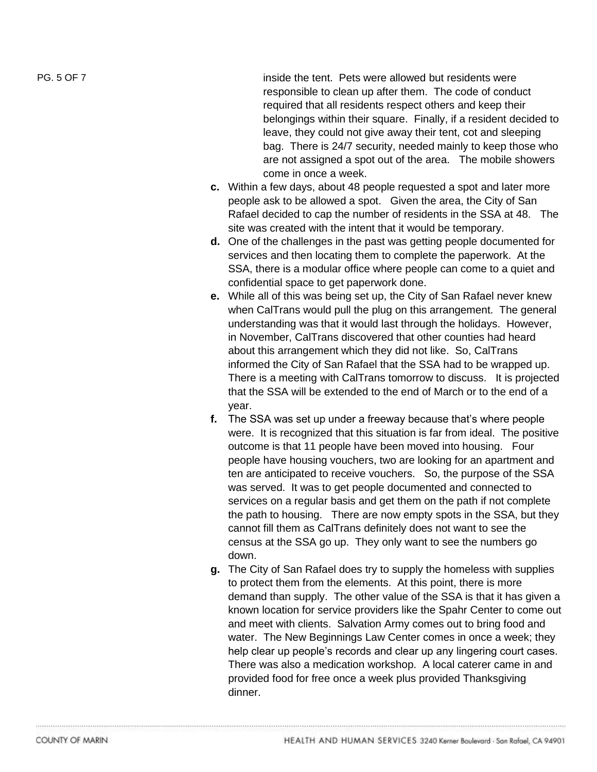inside the tent. Pets were allowed but residents were responsible to clean up after them. The code of conduct required that all residents respect others and keep their belongings within their square. Finally, if a resident decided to leave, they could not give away their tent, cot and sleeping bag. There is 24/7 security, needed mainly to keep those who are not assigned a spot out of the area. The mobile showers come in once a week.

**c.** Within a few days, about 48 people requested a spot and later more people ask to be allowed a spot. Given the area, the City of San Rafael decided to cap the number of residents in the SSA at 48. The site was created with the intent that it would be temporary.

**d.** One of the challenges in the past was getting people documented for services and then locating them to complete the paperwork. At the SSA, there is a modular office where people can come to a quiet and confidential space to get paperwork done.

**e.** While all of this was being set up, the City of San Rafael never knew when CalTrans would pull the plug on this arrangement. The general understanding was that it would last through the holidays. However, in November, CalTrans discovered that other counties had heard about this arrangement which they did not like. So, CalTrans informed the City of San Rafael that the SSA had to be wrapped up. There is a meeting with CalTrans tomorrow to discuss. It is projected that the SSA will be extended to the end of March or to the end of a year.

**f.** The SSA was set up under a freeway because that's where people were. It is recognized that this situation is far from ideal. The positive outcome is that 11 people have been moved into housing. Four people have housing vouchers, two are looking for an apartment and ten are anticipated to receive vouchers. So, the purpose of the SSA was served. It was to get people documented and connected to services on a regular basis and get them on the path if not complete the path to housing. There are now empty spots in the SSA, but they cannot fill them as CalTrans definitely does not want to see the census at the SSA go up. They only want to see the numbers go down.

**g.** The City of San Rafael does try to supply the homeless with supplies to protect them from the elements. At this point, there is more demand than supply. The other value of the SSA is that it has given a known location for service providers like the Spahr Center to come out and meet with clients. Salvation Army comes out to bring food and water. The New Beginnings Law Center comes in once a week; they help clear up people's records and clear up any lingering court cases. There was also a medication workshop. A local caterer came in and provided food for free once a week plus provided Thanksgiving dinner.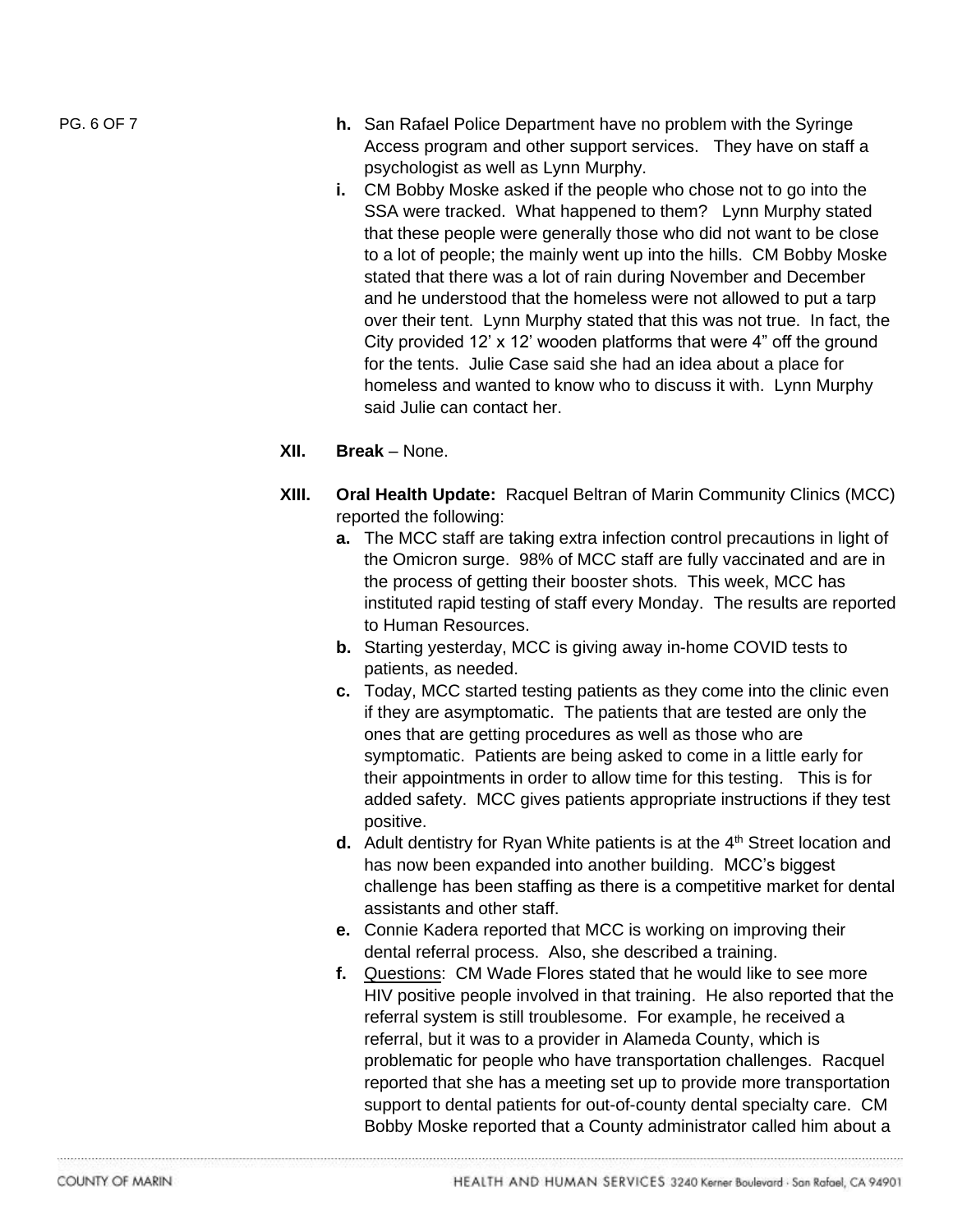**h.** San Rafael Police Department have no problem with the Syringe Access program and other support services. They have on staff a psychologist as well as Lynn Murphy.

**i.** CM Bobby Moske asked if the people who chose not to go into the SSA were tracked. What happened to them? Lynn Murphy stated that these people were generally those who did not want to be close to a lot of people; the mainly went up into the hills. CM Bobby Moske stated that there was a lot of rain during November and December and he understood that the homeless were not allowed to put a tarp over their tent. Lynn Murphy stated that this was not true. In fact, the City provided 12' x 12' wooden platforms that were 4" off the ground for the tents. Julie Case said she had an idea about a place for homeless and wanted to know who to discuss it with. Lynn Murphy said Julie can contact her.

**XII. Break** – None.

**XIII. Oral Health Update:** Racquel Beltran of Marin Community Clinics (MCC) reported the following:

**a.** The MCC staff are taking extra infection control precautions in light of the Omicron surge. 98% of MCC staff are fully vaccinated and are in the process of getting their booster shots. This week, MCC has instituted rapid testing of staff every Monday. The results are reported to Human Resources.

**b.** Starting yesterday, MCC is giving away in-home COVID tests to patients, as needed.

**c.** Today, MCC started testing patients as they come into the clinic even if they are asymptomatic. The patients that are tested are only the ones that are getting procedures as well as those who are symptomatic. Patients are being asked to come in a little early for their appointments in order to allow time for this testing. This is for added safety. MCC gives patients appropriate instructions if they test positive.

**d.** Adult dentistry for Ryan White patients is at the 4th Street location and has now been expanded into another building. MCC's biggest challenge has been staffing as there is a competitive market for dental assistants and other staff.

**e.** Connie Kadera reported that MCC is working on improving their dental referral process. Also, she described a training.

**f.** Questions: CM Wade Flores stated that he would like to see more HIV positive people involved in that training. He also reported that the referral system is still troublesome. For example, he received a referral, but it was to a provider in Alameda County, which is problematic for people who have transportation challenges. Racquel reported that she has a meeting set up to provide more transportation support to dental patients for out-of-county dental specialty care. CM Bobby Moske reported that a County administrator called him about a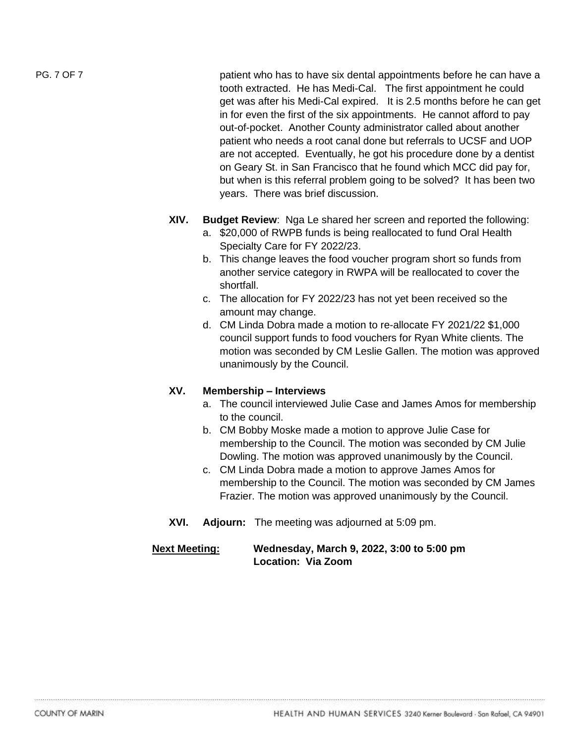patient who has to have six dental appointments before he can have a tooth extracted. He has Medi-Cal. The first appointment he could get was after his Medi-Cal expired. It is 2.5 months before he can get in for even the first of the six appointments. He cannot afford to pay out-of-pocket. Another County administrator called about another patient who needs a root canal done but referrals to UCSF and UOP are not accepted. Eventually, he got his procedure done by a dentist on Geary St. in San Francisco that he found which MCC did pay for, but when is this referral problem going to be solved? It has been two years. There was brief discussion.

**XIV. Budget Review**: Nga Le shared her screen and reported the following:

a. $20,000 of RWPB funds is being reallocated to fund Oral Health Specialty Care for FY 2022/23.
b. This change leaves the food voucher program short so funds from another service category in RWPA will be reallocated to cover the shortfall.
c. The allocation for FY 2022/23 has not yet been received so the amount may change.
d. CM Linda Dobra made a motion to re-allocate FY 2021/22 $1,000 council support funds to food vouchers for Ryan White clients. The motion was seconded by CM Leslie Gallen. The motion was approved unanimously by the Council.

**XV. Membership – Interviews**

a. The council interviewed Julie Case and James Amos for membership to the council.
b. CM Bobby Moske made a motion to approve Julie Case for membership to the Council. The motion was seconded by CM Julie Dowling. The motion was approved unanimously by the Council.
c. CM Linda Dobra made a motion to approve James Amos for membership to the Council. The motion was seconded by CM James Frazier. The motion was approved unanimously by the Council.

**XVI. Adjourn:** The meeting was adjourned at 5:09 pm.

**<u>Next Meeting:</u>** **Wednesday, March 9, 2022, 3:00 to 5:00 pm**
**Location: Via Zoom**